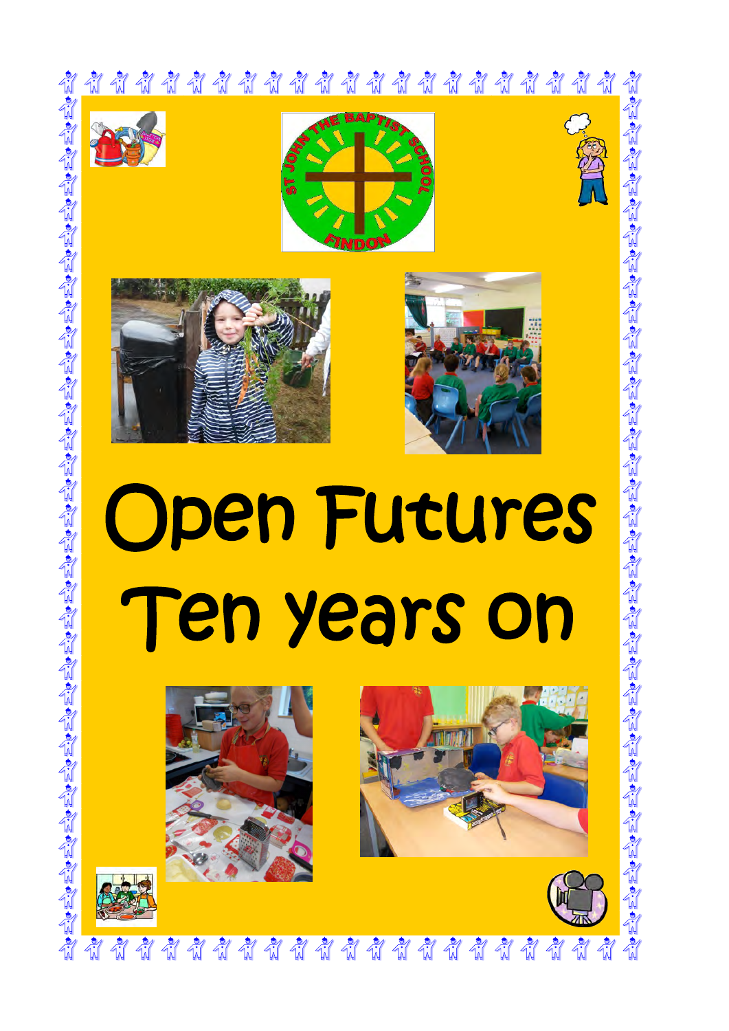# Open Futures

# Ten years on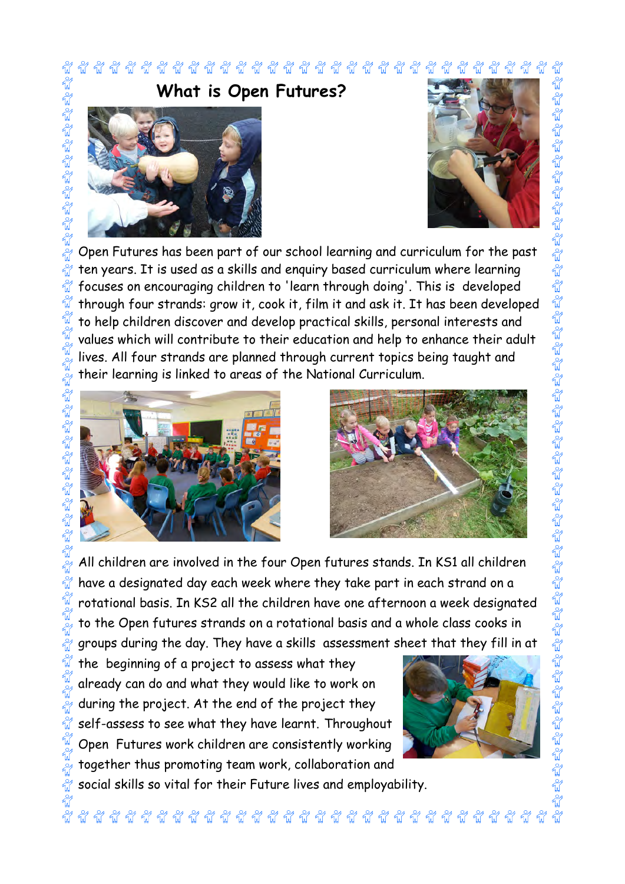# What is Open Futures?

Open Futures has been part of our school learning and curriculum for the past ten years. It is used as a skills and enquiry based curriculum where learning focuses on encouraging children to 'learn through doing'. This is developed through four strands: grow it, cook it, film it and ask it. It has been developed to help children discover and develop practical skills, personal interests and values which will contribute to their education and help to enhance their adult lives. All four strands are planned through current topics being taught and their learning is linked to areas of the National Curriculum.

All children are involved in the four Open futures stands. In KS1 all children have a designated day each week where they take part in each strand on a rotational basis. In KS2 all the children have one afternoon a week designated to the Open futures strands on a rotational basis and a whole class cooks in groups during the day. They have a skills assessment sheet that they fill in at the beginning of a project to assess what they already can do and what they would like to work on during the project. At the end of the project they self-assess to see what they have learnt. Throughout Open Futures work children are consistently working together thus promoting team work, collaboration and social skills so vital for their Future lives and employability.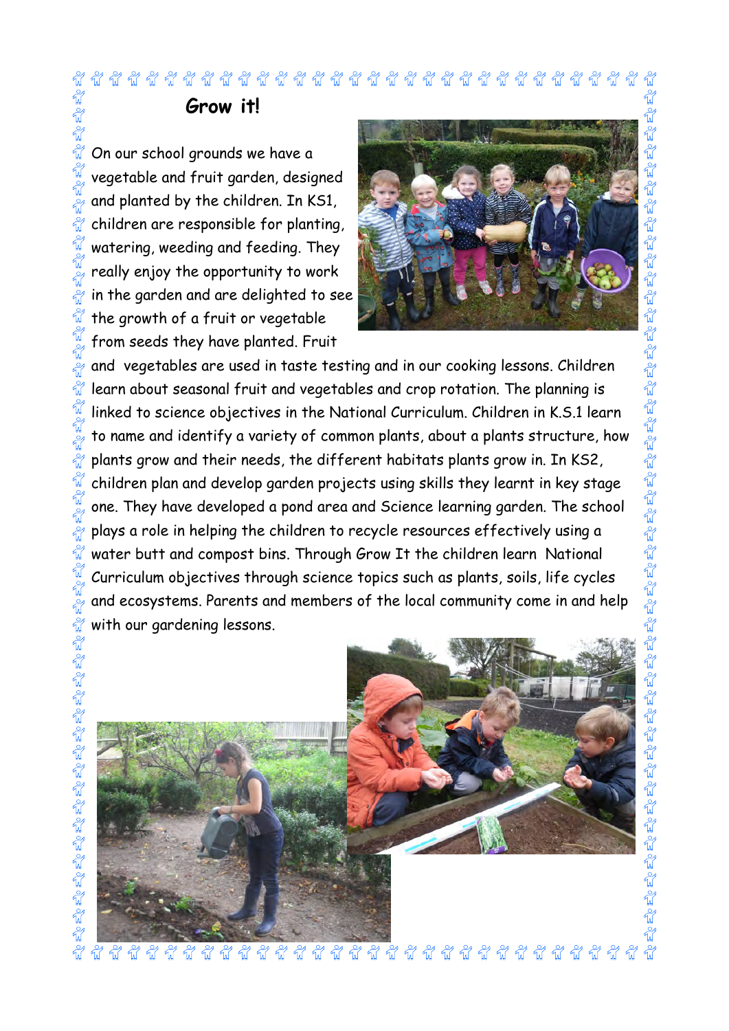## Grow it!

On our school grounds we have a vegetable and fruit garden, designed and planted by the children. In KS1, children are responsible for planting, watering, weeding and feeding. They really enjoy the opportunity to work in the garden and are delighted to see the growth of a fruit or vegetable from seeds they have planted. Fruit and vegetables are used in taste testing and in our cooking lessons. Children learn about seasonal fruit and vegetables and crop rotation. The planning is linked to science objectives in the National Curriculum. Children in K.S.1 learn to name and identify a variety of common plants, about a plants structure, how plants grow and their needs, the different habitats plants grow in. In KS2, children plan and develop garden projects using skills they learnt in key stage one. They have developed a pond area and Science learning garden. The school plays a role in helping the children to recycle resources effectively using a water butt and compost bins. Through Grow It the children learn National Curriculum objectives through science topics such as plants, soils, life cycles and ecosystems. Parents and members of the local community come in and help with our gardening lessons.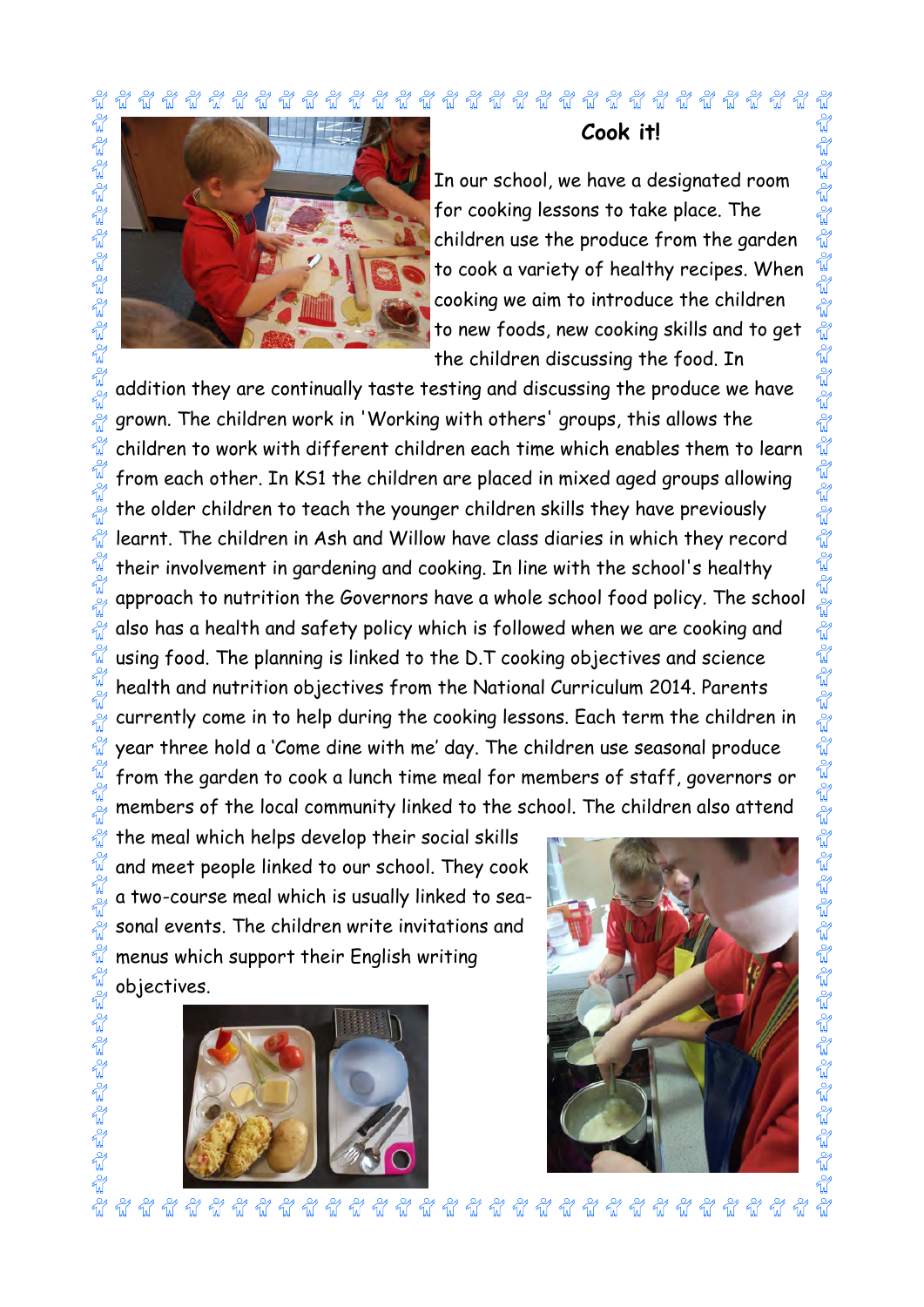## Cook it!

In our school, we have a designated room for cooking lessons to take place. The children use the produce from the garden to cook a variety of healthy recipes. When cooking we aim to introduce the children to new foods, new cooking skills and to get the children discussing the food. In addition they are continually taste testing and discussing the produce we have grown. The children work in 'Working with others' groups, this allows the children to work with different children each time which enables them to learn from each other. In KS1 the children are placed in mixed aged groups allowing the older children to teach the younger children skills they have previously learnt. The children in Ash and Willow have class diaries in which they record their involvement in gardening and cooking. In line with the school's healthy approach to nutrition the Governors have a whole school food policy. The school also has a health and safety policy which is followed when we are cooking and using food. The planning is linked to the D.T cooking objectives and science health and nutrition objectives from the National Curriculum 2014. Parents currently come in to help during the cooking lessons. Each term the children in year three hold a 'Come dine with me' day. The children use seasonal produce from the garden to cook a lunch time meal for members of staff, governors or members of the local community linked to the school. The children also attend the meal which helps develop their social skills and meet people linked to our school. They cook a two-course meal which is usually linked to seasonal events. The children write invitations and menus which support their English writing objectives.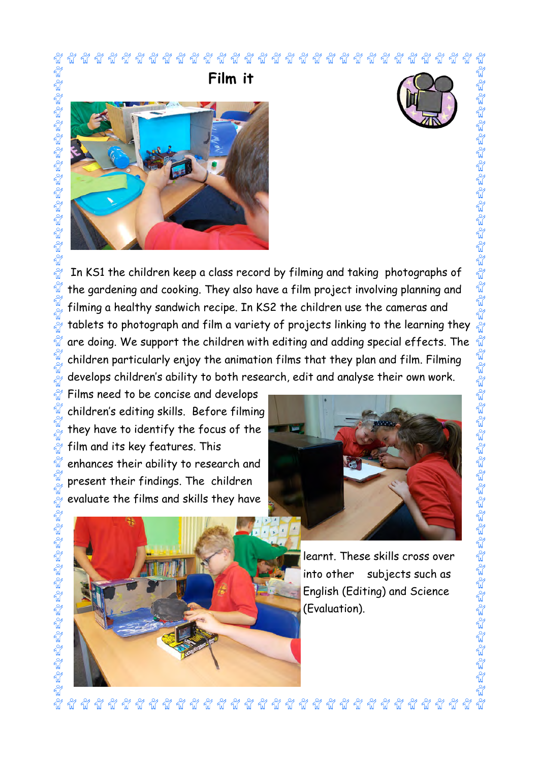# Film it

In KS1 the children keep a class record by filming and taking photographs of the gardening and cooking. They also have a film project involving planning and filming a healthy sandwich recipe. In KS2 the children use the cameras and tablets to photograph and film a variety of projects linking to the learning they are doing. We support the children with editing and adding special effects. The children particularly enjoy the animation films that they plan and film. Filming develops children's ability to both research, edit and analyse their own work. Films need to be concise and develops children's editing skills. Before filming they have to identify the focus of the film and its key features. This enhances their ability to research and present their findings. The children evaluate the films and skills they have learnt. These skills cross over into other subjects such as English (Editing) and Science (Evaluation).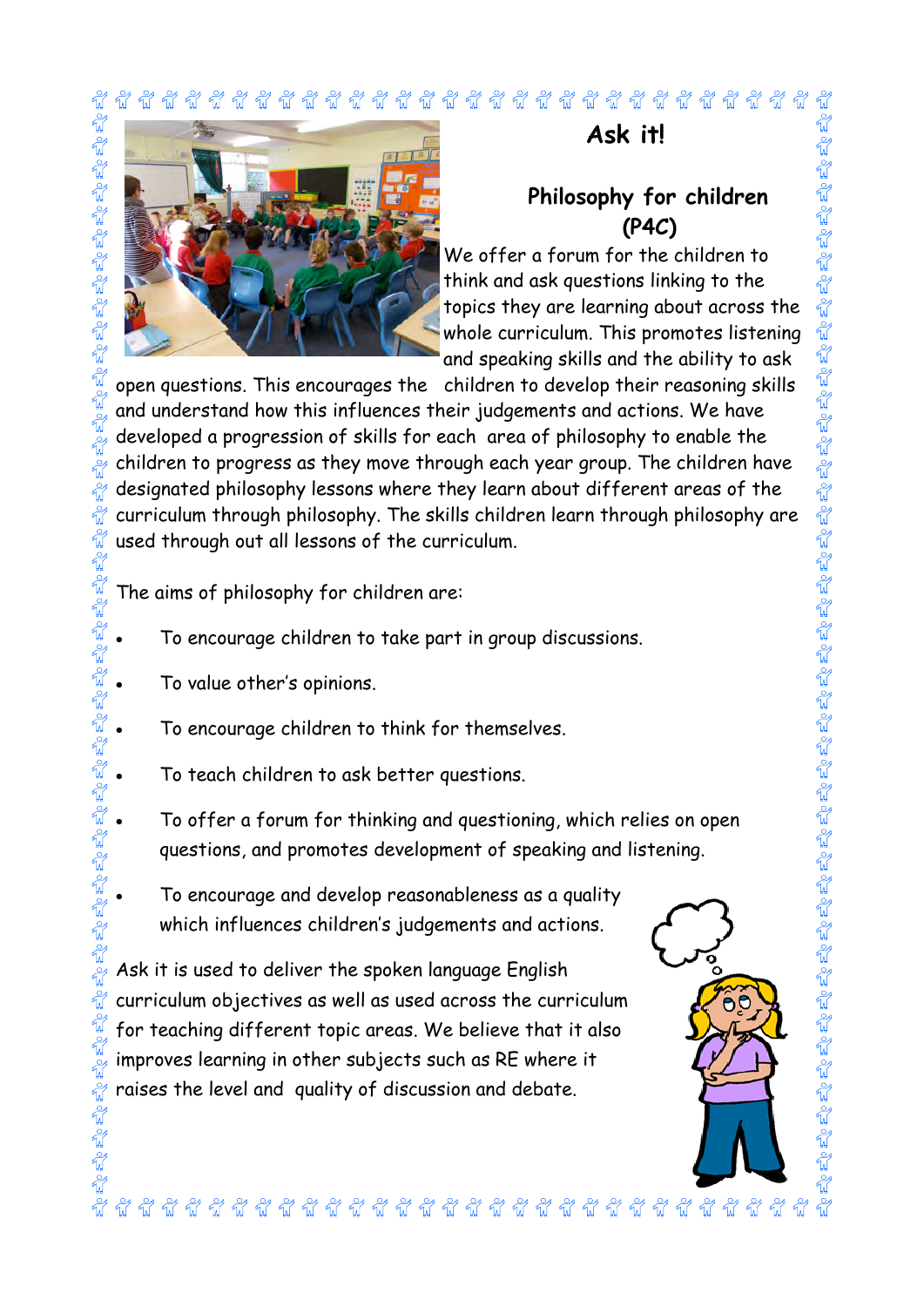# Ask it!

## Philosophy for children (P4C)

We offer a forum for the children to think and ask questions linking to the topics they are learning about across the whole curriculum. This promotes listening and speaking skills and the ability to ask open questions. This encourages the children to develop their reasoning skills and understand how this influences their judgements and actions. We have developed a progression of skills for each area of philosophy to enable the children to progress as they move through each year group. The children have designated philosophy lessons where they learn about different areas of the curriculum through philosophy. The skills children learn through philosophy are used through out all lessons of the curriculum.

The aims of philosophy for children are:

- To encourage children to take part in group discussions.
- To value other's opinions.
- To encourage children to think for themselves.
- To teach children to ask better questions.
- To offer a forum for thinking and questioning, which relies on open questions, and promotes development of speaking and listening.
- To encourage and develop reasonableness as a quality which influences children's judgements and actions.

Ask it is used to deliver the spoken language English curriculum objectives as well as used across the curriculum for teaching different topic areas. We believe that it also improves learning in other subjects such as RE where it raises the level and quality of discussion and debate.